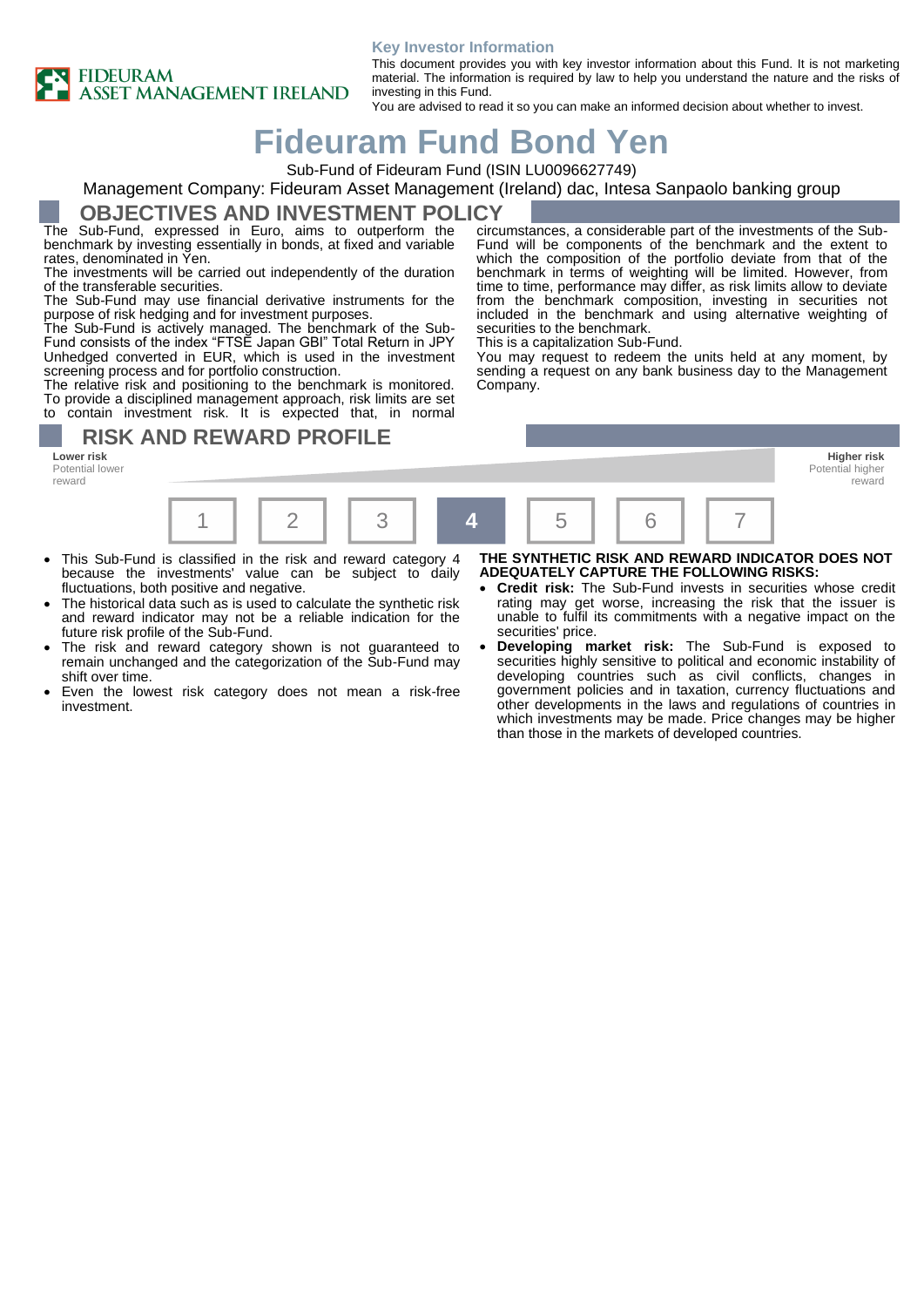**FIDEURAM ASSET MANAGEMENT IRELAND**

**Key Investor Information**

This document provides you with key investor information about this Fund. It is not marketing material. The information is required by law to help you understand the nature and the risks of investing in this Fund.
You are advised to read it so you can make an informed decision about whether to invest.

# Fideuram Fund Bond Yen

Sub-Fund of Fideuram Fund (ISIN LU0096627749)

Management Company: Fideuram Asset Management (Ireland) dac, Intesa Sanpaolo banking group

## OBJECTIVES AND INVESTMENT POLICY

The Sub-Fund, expressed in Euro, aims to outperform the benchmark by investing essentially in bonds, at fixed and variable rates, denominated in Yen.

The investments will be carried out independently of the duration of the transferable securities.

The Sub-Fund may use financial derivative instruments for the purpose of risk hedging and for investment purposes.

The Sub-Fund is actively managed. The benchmark of the Sub-Fund consists of the index "FTSE Japan GBI" Total Return in JPY Unhedged converted in EUR, which is used in the investment screening process and for portfolio construction.

The relative risk and positioning to the benchmark is monitored. To provide a disciplined management approach, risk limits are set to contain investment risk. It is expected that, in normal circumstances, a considerable part of the investments of the Sub-Fund will be components of the benchmark and the extent to which the composition of the portfolio deviate from that of the benchmark in terms of weighting will be limited. However, from time to time, performance may differ, as risk limits allow to deviate from the benchmark composition, investing in securities not included in the benchmark and using alternative weighting of securities to the benchmark.

This is a capitalization Sub-Fund.

You may request to redeem the units held at any moment, by sending a request on any bank business day to the Management Company.

## RISK AND REWARD PROFILE

**Lower risk**
Potential lower reward

**Higher risk**
Potential higher reward

| 1 | 2 | 3 | **4** | 5 | 6 | 7 |
|---|---|---|---|---|---|---|

- This Sub-Fund is classified in the risk and reward category 4 because the investments' value can be subject to daily fluctuations, both positive and negative.
- The historical data such as is used to calculate the synthetic risk and reward indicator may not be a reliable indication for the future risk profile of the Sub-Fund.
- The risk and reward category shown is not guaranteed to remain unchanged and the categorization of the Sub-Fund may shift over time.
- Even the lowest risk category does not mean a risk-free investment.

**THE SYNTHETIC RISK AND REWARD INDICATOR DOES NOT ADEQUATELY CAPTURE THE FOLLOWING RISKS:**

- **Credit risk:** The Sub-Fund invests in securities whose credit rating may get worse, increasing the risk that the issuer is unable to fulfil its commitments with a negative impact on the securities' price.
- **Developing market risk:** The Sub-Fund is exposed to securities highly sensitive to political and economic instability of developing countries such as civil conflicts, changes in government policies and in taxation, currency fluctuations and other developments in the laws and regulations of countries in which investments may be made. Price changes may be higher than those in the markets of developed countries.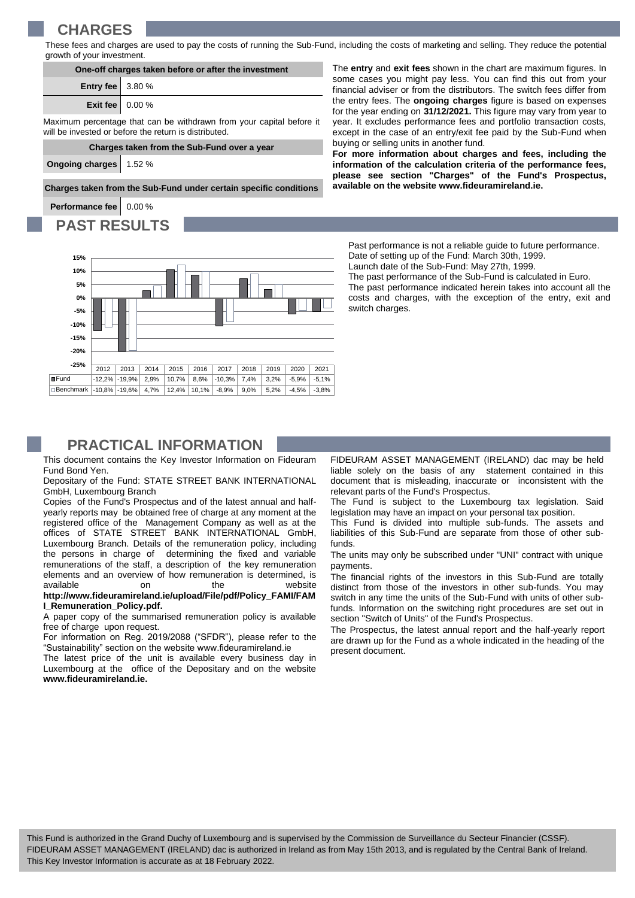## CHARGES

These fees and charges are used to pay the costs of running the Sub-Fund, including the costs of marketing and selling. They reduce the potential growth of your investment.

| One-off charges taken before or after the investment | |
|---|---|
| **Entry fee** | 3.80 % |
| **Exit fee** | 0.00 % |

Maximum percentage that can be withdrawn from your capital before it will be invested or before the return is distributed.

| Charges taken from the Sub-Fund over a year | |
|---|---|
| **Ongoing charges** | 1.52 % |

| Charges taken from the Sub-Fund under certain specific conditions | |
|---|---|
| **Performance fee** | 0.00 % |

The **entry** and **exit fees** shown in the chart are maximum figures. In some cases you might pay less. You can find this out from your financial adviser or from the distributors. The switch fees differ from the entry fees. The **ongoing charges** figure is based on expenses for the year ending on **31/12/2021.** This figure may vary from year to year. It excludes performance fees and portfolio transaction costs, except in the case of an entry/exit fee paid by the Sub-Fund when buying or selling units in another fund.

**For more information about charges and fees, including the information of the calculation criteria of the performance fees, please see section "Charges" of the Fund's Prospectus, available on the website www.fideuramireland.ie.**

## PAST RESULTS

15%
10%
5%
0%
-5%
-10%
-15%
-20%
-25%

2012 2013 2014 2015 2016 2017 2018 2019 2020 2021

Fund -12,2% -19,9% 2,9% 10,7% 8,6% -10,3% 7,4% 3,2% -5,9% -5,1%

Benchmark -10,8% -19,6% 4,7% 12,4% 10,1% -8,9% 9,0% 5,2% -4,5% -3,8%

Past performance is not a reliable guide to future performance.
Date of setting up of the Fund: March 30th, 1999.
Launch date of the Sub-Fund: May 27th, 1999.
The past performance of the Sub-Fund is calculated in Euro.
The past performance indicated herein takes into account all the costs and charges, with the exception of the entry, exit and switch charges.

## PRACTICAL INFORMATION

This document contains the Key Investor Information on Fideuram Fund Bond Yen.

Depositary of the Fund: STATE STREET BANK INTERNATIONAL GmbH, Luxembourg Branch

Copies of the Fund's Prospectus and of the latest annual and half-yearly reports may be obtained free of charge at any moment at the registered office of the Management Company as well as at the offices of STATE STREET BANK INTERNATIONAL GmbH, Luxembourg Branch. Details of the remuneration policy, including the persons in charge of determining the fixed and variable remunerations of the staff, a description of the key remuneration elements and an overview of how remuneration is determined, is available on the website **http://www.fideuramireland.ie/upload/File/pdf/Policy_FAMI/FAMI_Remuneration_Policy.pdf.**

A paper copy of the summarised remuneration policy is available free of charge upon request.

For information on Reg. 2019/2088 ("SFDR"), please refer to the "Sustainability" section on the website www.fideuramireland.ie

The latest price of the unit is available every business day in Luxembourg at the office of the Depositary and on the website **www.fideuramireland.ie.**

FIDEURAM ASSET MANAGEMENT (IRELAND) dac may be held liable solely on the basis of any statement contained in this document that is misleading, inaccurate or inconsistent with the relevant parts of the Fund's Prospectus.

The Fund is subject to the Luxembourg tax legislation. Said legislation may have an impact on your personal tax position.

This Fund is divided into multiple sub-funds. The assets and liabilities of this Sub-Fund are separate from those of other sub-funds.

The units may only be subscribed under "UNI" contract with unique payments.

The financial rights of the investors in this Sub-Fund are totally distinct from those of the investors in other sub-funds. You may switch in any time the units of the Sub-Fund with units of other sub-funds. Information on the switching right procedures are set out in section "Switch of Units" of the Fund's Prospectus.

The Prospectus, the latest annual report and the half-yearly report are drawn up for the Fund as a whole indicated in the heading of the present document.

This Fund is authorized in the Grand Duchy of Luxembourg and is supervised by the Commission de Surveillance du Secteur Financier (CSSF).
FIDEURAM ASSET MANAGEMENT (IRELAND) dac is authorized in Ireland as from May 15th 2013, and is regulated by the Central Bank of Ireland.
This Key Investor Information is accurate as at 18 February 2022.